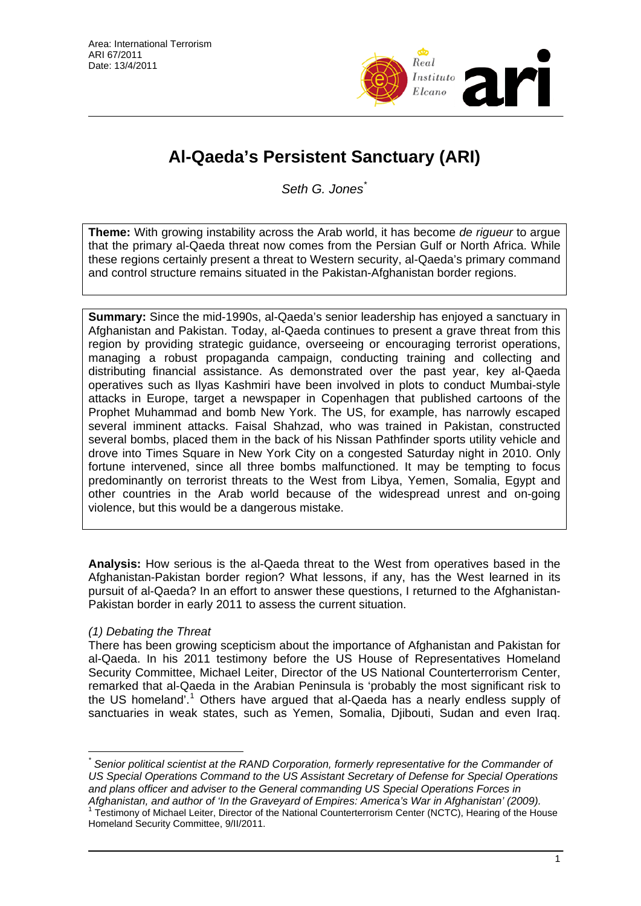Area: International Terrorism
ARI 67/2011
Date: 13/4/2011

# Al-Qaeda's Persistent Sanctuary (ARI)

*Seth G. Jones*[*]

**Theme:** With growing instability across the Arab world, it has become *de rigueur* to argue that the primary al-Qaeda threat now comes from the Persian Gulf or North Africa. While these regions certainly present a threat to Western security, al-Qaeda's primary command and control structure remains situated in the Pakistan-Afghanistan border regions.

**Summary:** Since the mid-1990s, al-Qaeda's senior leadership has enjoyed a sanctuary in Afghanistan and Pakistan. Today, al-Qaeda continues to present a grave threat from this region by providing strategic guidance, overseeing or encouraging terrorist operations, managing a robust propaganda campaign, conducting training and collecting and distributing financial assistance. As demonstrated over the past year, key al-Qaeda operatives such as Ilyas Kashmiri have been involved in plots to conduct Mumbai-style attacks in Europe, target a newspaper in Copenhagen that published cartoons of the Prophet Muhammad and bomb New York. The US, for example, has narrowly escaped several imminent attacks. Faisal Shahzad, who was trained in Pakistan, constructed several bombs, placed them in the back of his Nissan Pathfinder sports utility vehicle and drove into Times Square in New York City on a congested Saturday night in 2010. Only fortune intervened, since all three bombs malfunctioned. It may be tempting to focus predominantly on terrorist threats to the West from Libya, Yemen, Somalia, Egypt and other countries in the Arab world because of the widespread unrest and on-going violence, but this would be a dangerous mistake.

**Analysis:** How serious is the al-Qaeda threat to the West from operatives based in the Afghanistan-Pakistan border region? What lessons, if any, has the West learned in its pursuit of al-Qaeda? In an effort to answer these questions, I returned to the Afghanistan-Pakistan border in early 2011 to assess the current situation.

*(1) Debating the Threat*

There has been growing scepticism about the importance of Afghanistan and Pakistan for al-Qaeda. In his 2011 testimony before the US House of Representatives Homeland Security Committee, Michael Leiter, Director of the US National Counterterrorism Center, remarked that al-Qaeda in the Arabian Peninsula is 'probably the most significant risk to the US homeland'.[1] Others have argued that al-Qaeda has a nearly endless supply of sanctuaries in weak states, such as Yemen, Somalia, Djibouti, Sudan and even Iraq.

---

[*] *Senior political scientist at the RAND Corporation, formerly representative for the Commander of US Special Operations Command to the US Assistant Secretary of Defense for Special Operations and plans officer and adviser to the General commanding US Special Operations Forces in Afghanistan, and author of 'In the Graveyard of Empires: America's War in Afghanistan' (2009).*

[1] Testimony of Michael Leiter, Director of the National Counterterrorism Center (NCTC), Hearing of the House Homeland Security Committee, 9/II/2011.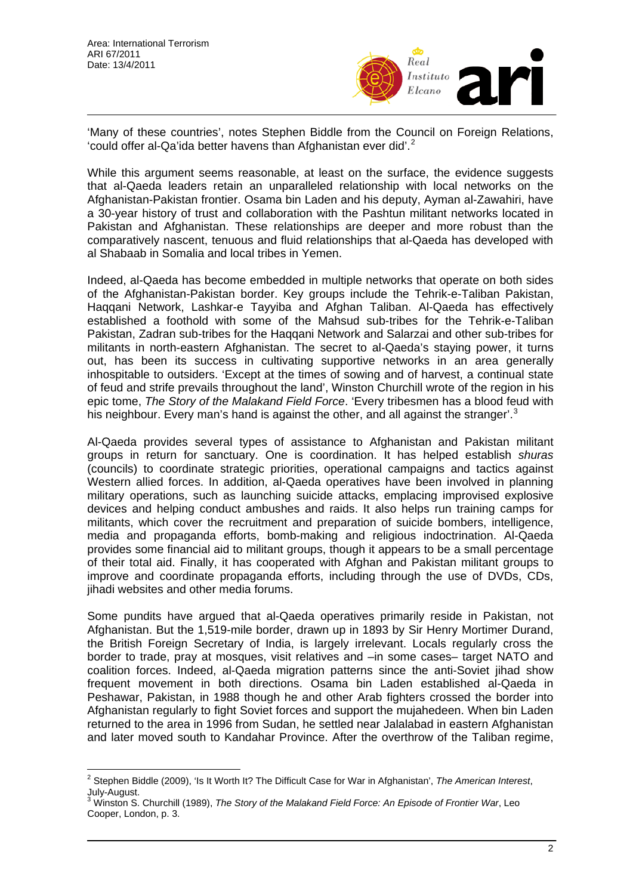'Many of these countries', notes Stephen Biddle from the Council on Foreign Relations, 'could offer al-Qa'ida better havens than Afghanistan ever did'.[2]

While this argument seems reasonable, at least on the surface, the evidence suggests that al-Qaeda leaders retain an unparalleled relationship with local networks on the Afghanistan-Pakistan frontier. Osama bin Laden and his deputy, Ayman al-Zawahiri, have a 30-year history of trust and collaboration with the Pashtun militant networks located in Pakistan and Afghanistan. These relationships are deeper and more robust than the comparatively nascent, tenuous and fluid relationships that al-Qaeda has developed with al Shabaab in Somalia and local tribes in Yemen.

Indeed, al-Qaeda has become embedded in multiple networks that operate on both sides of the Afghanistan-Pakistan border. Key groups include the Tehrik-e-Taliban Pakistan, Haqqani Network, Lashkar-e Tayyiba and Afghan Taliban. Al-Qaeda has effectively established a foothold with some of the Mahsud sub-tribes for the Tehrik-e-Taliban Pakistan, Zadran sub-tribes for the Haqqani Network and Salarzai and other sub-tribes for militants in north-eastern Afghanistan. The secret to al-Qaeda's staying power, it turns out, has been its success in cultivating supportive networks in an area generally inhospitable to outsiders. 'Except at the times of sowing and of harvest, a continual state of feud and strife prevails throughout the land', Winston Churchill wrote of the region in his epic tome, *The Story of the Malakand Field Force*. 'Every tribesmen has a blood feud with his neighbour. Every man's hand is against the other, and all against the stranger'.[3]

Al-Qaeda provides several types of assistance to Afghanistan and Pakistan militant groups in return for sanctuary. One is coordination. It has helped establish *shuras* (councils) to coordinate strategic priorities, operational campaigns and tactics against Western allied forces. In addition, al-Qaeda operatives have been involved in planning military operations, such as launching suicide attacks, emplacing improvised explosive devices and helping conduct ambushes and raids. It also helps run training camps for militants, which cover the recruitment and preparation of suicide bombers, intelligence, media and propaganda efforts, bomb-making and religious indoctrination. Al-Qaeda provides some financial aid to militant groups, though it appears to be a small percentage of their total aid. Finally, it has cooperated with Afghan and Pakistan militant groups to improve and coordinate propaganda efforts, including through the use of DVDs, CDs, jihadi websites and other media forums.

Some pundits have argued that al-Qaeda operatives primarily reside in Pakistan, not Afghanistan. But the 1,519-mile border, drawn up in 1893 by Sir Henry Mortimer Durand, the British Foreign Secretary of India, is largely irrelevant. Locals regularly cross the border to trade, pray at mosques, visit relatives and –in some cases– target NATO and coalition forces. Indeed, al-Qaeda migration patterns since the anti-Soviet jihad show frequent movement in both directions. Osama bin Laden established al-Qaeda in Peshawar, Pakistan, in 1988 though he and other Arab fighters crossed the border into Afghanistan regularly to fight Soviet forces and support the mujahedeen. When bin Laden returned to the area in 1996 from Sudan, he settled near Jalalabad in eastern Afghanistan and later moved south to Kandahar Province. After the overthrow of the Taliban regime,

---

[2] Stephen Biddle (2009), 'Is It Worth It? The Difficult Case for War in Afghanistan', *The American Interest*, July-August.

[3] Winston S. Churchill (1989), *The Story of the Malakand Field Force: An Episode of Frontier War*, Leo Cooper, London, p. 3.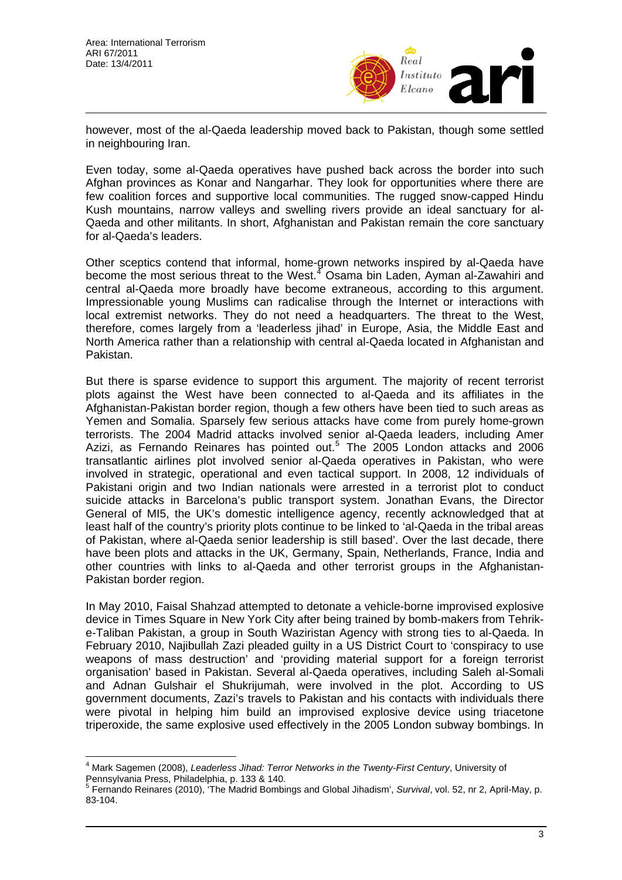however, most of the al-Qaeda leadership moved back to Pakistan, though some settled in neighbouring Iran.

Even today, some al-Qaeda operatives have pushed back across the border into such Afghan provinces as Konar and Nangarhar. They look for opportunities where there are few coalition forces and supportive local communities. The rugged snow-capped Hindu Kush mountains, narrow valleys and swelling rivers provide an ideal sanctuary for al-Qaeda and other militants. In short, Afghanistan and Pakistan remain the core sanctuary for al-Qaeda's leaders.

Other sceptics contend that informal, home-grown networks inspired by al-Qaeda have become the most serious threat to the West.[4] Osama bin Laden, Ayman al-Zawahiri and central al-Qaeda more broadly have become extraneous, according to this argument. Impressionable young Muslims can radicalise through the Internet or interactions with local extremist networks. They do not need a headquarters. The threat to the West, therefore, comes largely from a 'leaderless jihad' in Europe, Asia, the Middle East and North America rather than a relationship with central al-Qaeda located in Afghanistan and Pakistan.

But there is sparse evidence to support this argument. The majority of recent terrorist plots against the West have been connected to al-Qaeda and its affiliates in the Afghanistan-Pakistan border region, though a few others have been tied to such areas as Yemen and Somalia. Sparsely few serious attacks have come from purely home-grown terrorists. The 2004 Madrid attacks involved senior al-Qaeda leaders, including Amer Azizi, as Fernando Reinares has pointed out.[5] The 2005 London attacks and 2006 transatlantic airlines plot involved senior al-Qaeda operatives in Pakistan, who were involved in strategic, operational and even tactical support. In 2008, 12 individuals of Pakistani origin and two Indian nationals were arrested in a terrorist plot to conduct suicide attacks in Barcelona's public transport system. Jonathan Evans, the Director General of MI5, the UK's domestic intelligence agency, recently acknowledged that at least half of the country's priority plots continue to be linked to 'al-Qaeda in the tribal areas of Pakistan, where al-Qaeda senior leadership is still based'. Over the last decade, there have been plots and attacks in the UK, Germany, Spain, Netherlands, France, India and other countries with links to al-Qaeda and other terrorist groups in the Afghanistan-Pakistan border region.

In May 2010, Faisal Shahzad attempted to detonate a vehicle-borne improvised explosive device in Times Square in New York City after being trained by bomb-makers from Tehrik-e-Taliban Pakistan, a group in South Waziristan Agency with strong ties to al-Qaeda. In February 2010, Najibullah Zazi pleaded guilty in a US District Court to 'conspiracy to use weapons of mass destruction' and 'providing material support for a foreign terrorist organisation' based in Pakistan. Several al-Qaeda operatives, including Saleh al-Somali and Adnan Gulshair el Shukrijumah, were involved in the plot. According to US government documents, Zazi's travels to Pakistan and his contacts with individuals there were pivotal in helping him build an improvised explosive device using triacetone triperoxide, the same explosive used effectively in the 2005 London subway bombings. In

---

[4] Mark Sagemen (2008), *Leaderless Jihad: Terror Networks in the Twenty-First Century*, University of Pennsylvania Press, Philadelphia, p. 133 & 140.

[5] Fernando Reinares (2010), 'The Madrid Bombings and Global Jihadism', *Survival*, vol. 52, nr 2, April-May, p. 83-104.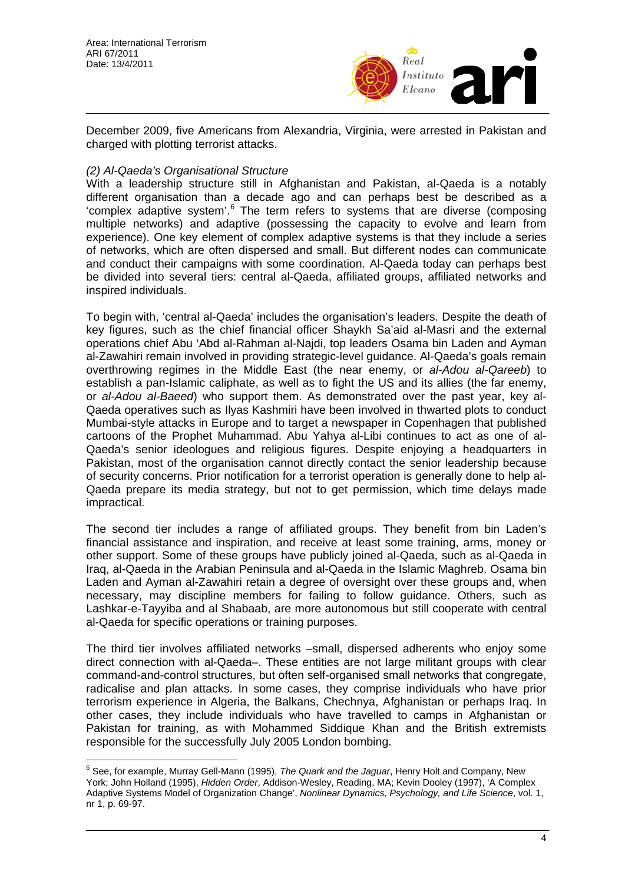December 2009, five Americans from Alexandria, Virginia, were arrested in Pakistan and charged with plotting terrorist attacks.

*(2) Al-Qaeda's Organisational Structure*

With a leadership structure still in Afghanistan and Pakistan, al-Qaeda is a notably different organisation than a decade ago and can perhaps best be described as a 'complex adaptive system'.[6] The term refers to systems that are diverse (composing multiple networks) and adaptive (possessing the capacity to evolve and learn from experience). One key element of complex adaptive systems is that they include a series of networks, which are often dispersed and small. But different nodes can communicate and conduct their campaigns with some coordination. Al-Qaeda today can perhaps best be divided into several tiers: central al-Qaeda, affiliated groups, affiliated networks and inspired individuals.

To begin with, 'central al-Qaeda' includes the organisation's leaders. Despite the death of key figures, such as the chief financial officer Shaykh Sa'aid al-Masri and the external operations chief Abu 'Abd al-Rahman al-Najdi, top leaders Osama bin Laden and Ayman al-Zawahiri remain involved in providing strategic-level guidance. Al-Qaeda's goals remain overthrowing regimes in the Middle East (the near enemy, or *al-Adou al-Qareeb*) to establish a pan-Islamic caliphate, as well as to fight the US and its allies (the far enemy, or *al-Adou al-Baeed*) who support them. As demonstrated over the past year, key al-Qaeda operatives such as Ilyas Kashmiri have been involved in thwarted plots to conduct Mumbai-style attacks in Europe and to target a newspaper in Copenhagen that published cartoons of the Prophet Muhammad. Abu Yahya al-Libi continues to act as one of al-Qaeda's senior ideologues and religious figures. Despite enjoying a headquarters in Pakistan, most of the organisation cannot directly contact the senior leadership because of security concerns. Prior notification for a terrorist operation is generally done to help al-Qaeda prepare its media strategy, but not to get permission, which time delays made impractical.

The second tier includes a range of affiliated groups. They benefit from bin Laden's financial assistance and inspiration, and receive at least some training, arms, money or other support. Some of these groups have publicly joined al-Qaeda, such as al-Qaeda in Iraq, al-Qaeda in the Arabian Peninsula and al-Qaeda in the Islamic Maghreb. Osama bin Laden and Ayman al-Zawahiri retain a degree of oversight over these groups and, when necessary, may discipline members for failing to follow guidance. Others, such as Lashkar-e-Tayyiba and al Shabaab, are more autonomous but still cooperate with central al-Qaeda for specific operations or training purposes.

The third tier involves affiliated networks –small, dispersed adherents who enjoy some direct connection with al-Qaeda–. These entities are not large militant groups with clear command-and-control structures, but often self-organised small networks that congregate, radicalise and plan attacks. In some cases, they comprise individuals who have prior terrorism experience in Algeria, the Balkans, Chechnya, Afghanistan or perhaps Iraq. In other cases, they include individuals who have travelled to camps in Afghanistan or Pakistan for training, as with Mohammed Siddique Khan and the British extremists responsible for the successfully July 2005 London bombing.

---

[6] See, for example, Murray Gell-Mann (1995), *The Quark and the Jaguar*, Henry Holt and Company, New York; John Holland (1995), *Hidden Order*, Addison-Wesley, Reading, MA; Kevin Dooley (1997), 'A Complex Adaptive Systems Model of Organization Change', *Nonlinear Dynamics, Psychology, and Life Science*, vol. 1, nr 1, p. 69-97.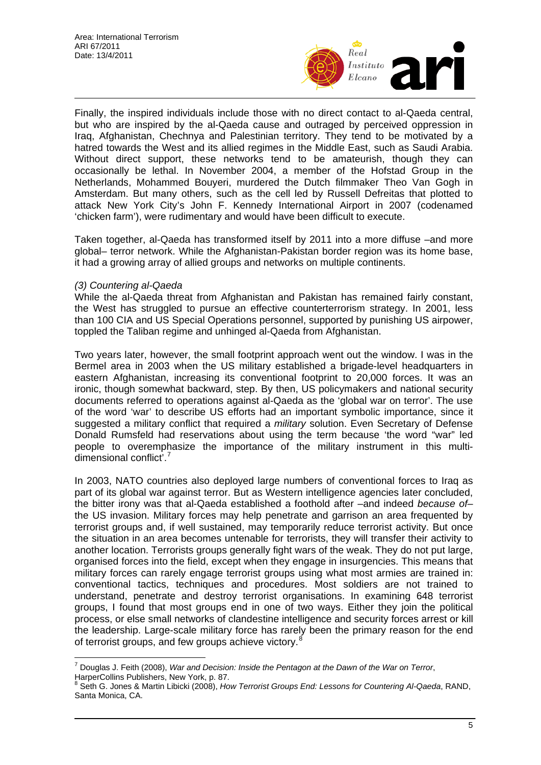Finally, the inspired individuals include those with no direct contact to al-Qaeda central, but who are inspired by the al-Qaeda cause and outraged by perceived oppression in Iraq, Afghanistan, Chechnya and Palestinian territory. They tend to be motivated by a hatred towards the West and its allied regimes in the Middle East, such as Saudi Arabia. Without direct support, these networks tend to be amateurish, though they can occasionally be lethal. In November 2004, a member of the Hofstad Group in the Netherlands, Mohammed Bouyeri, murdered the Dutch filmmaker Theo Van Gogh in Amsterdam. But many others, such as the cell led by Russell Defreitas that plotted to attack New York City's John F. Kennedy International Airport in 2007 (codenamed 'chicken farm'), were rudimentary and would have been difficult to execute.

Taken together, al-Qaeda has transformed itself by 2011 into a more diffuse –and more global– terror network. While the Afghanistan-Pakistan border region was its home base, it had a growing array of allied groups and networks on multiple continents.

*(3) Countering al-Qaeda*

While the al-Qaeda threat from Afghanistan and Pakistan has remained fairly constant, the West has struggled to pursue an effective counterterrorism strategy. In 2001, less than 100 CIA and US Special Operations personnel, supported by punishing US airpower, toppled the Taliban regime and unhinged al-Qaeda from Afghanistan.

Two years later, however, the small footprint approach went out the window. I was in the Bermel area in 2003 when the US military established a brigade-level headquarters in eastern Afghanistan, increasing its conventional footprint to 20,000 forces. It was an ironic, though somewhat backward, step. By then, US policymakers and national security documents referred to operations against al-Qaeda as the 'global war on terror'. The use of the word 'war' to describe US efforts had an important symbolic importance, since it suggested a military conflict that required a *military* solution. Even Secretary of Defense Donald Rumsfeld had reservations about using the term because 'the word "war" led people to overemphasize the importance of the military instrument in this multi-dimensional conflict'.[7]

In 2003, NATO countries also deployed large numbers of conventional forces to Iraq as part of its global war against terror. But as Western intelligence agencies later concluded, the bitter irony was that al-Qaeda established a foothold after –and indeed *because of*– the US invasion. Military forces may help penetrate and garrison an area frequented by terrorist groups and, if well sustained, may temporarily reduce terrorist activity. But once the situation in an area becomes untenable for terrorists, they will transfer their activity to another location. Terrorists groups generally fight wars of the weak. They do not put large, organised forces into the field, except when they engage in insurgencies. This means that military forces can rarely engage terrorist groups using what most armies are trained in: conventional tactics, techniques and procedures. Most soldiers are not trained to understand, penetrate and destroy terrorist organisations. In examining 648 terrorist groups, I found that most groups end in one of two ways. Either they join the political process, or else small networks of clandestine intelligence and security forces arrest or kill the leadership. Large-scale military force has rarely been the primary reason for the end of terrorist groups, and few groups achieve victory.[8]

---

[7] Douglas J. Feith (2008), *War and Decision: Inside the Pentagon at the Dawn of the War on Terror*, HarperCollins Publishers, New York, p. 87.

[8] Seth G. Jones & Martin Libicki (2008), *How Terrorist Groups End: Lessons for Countering Al-Qaeda*, RAND, Santa Monica, CA.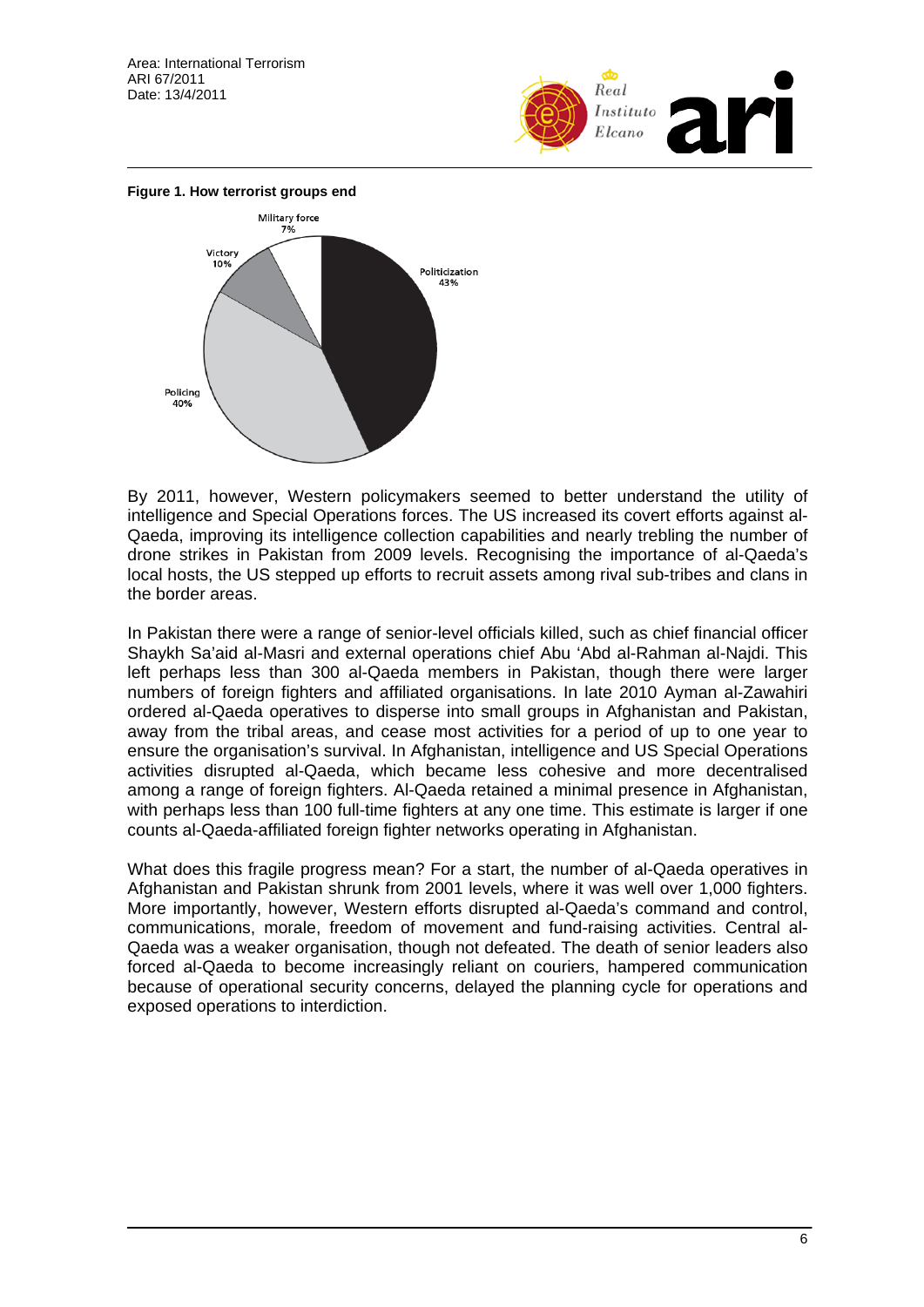**Figure 1. How terrorist groups end**

By 2011, however, Western policymakers seemed to better understand the utility of intelligence and Special Operations forces. The US increased its covert efforts against al-Qaeda, improving its intelligence collection capabilities and nearly trebling the number of drone strikes in Pakistan from 2009 levels. Recognising the importance of al-Qaeda's local hosts, the US stepped up efforts to recruit assets among rival sub-tribes and clans in the border areas.

In Pakistan there were a range of senior-level officials killed, such as chief financial officer Shaykh Sa'aid al-Masri and external operations chief Abu 'Abd al-Rahman al-Najdi. This left perhaps less than 300 al-Qaeda members in Pakistan, though there were larger numbers of foreign fighters and affiliated organisations. In late 2010 Ayman al-Zawahiri ordered al-Qaeda operatives to disperse into small groups in Afghanistan and Pakistan, away from the tribal areas, and cease most activities for a period of up to one year to ensure the organisation's survival. In Afghanistan, intelligence and US Special Operations activities disrupted al-Qaeda, which became less cohesive and more decentralised among a range of foreign fighters. Al-Qaeda retained a minimal presence in Afghanistan, with perhaps less than 100 full-time fighters at any one time. This estimate is larger if one counts al-Qaeda-affiliated foreign fighter networks operating in Afghanistan.

What does this fragile progress mean? For a start, the number of al-Qaeda operatives in Afghanistan and Pakistan shrunk from 2001 levels, where it was well over 1,000 fighters. More importantly, however, Western efforts disrupted al-Qaeda's command and control, communications, morale, freedom of movement and fund-raising activities. Central al-Qaeda was a weaker organisation, though not defeated. The death of senior leaders also forced al-Qaeda to become increasingly reliant on couriers, hampered communication because of operational security concerns, delayed the planning cycle for operations and exposed operations to interdiction.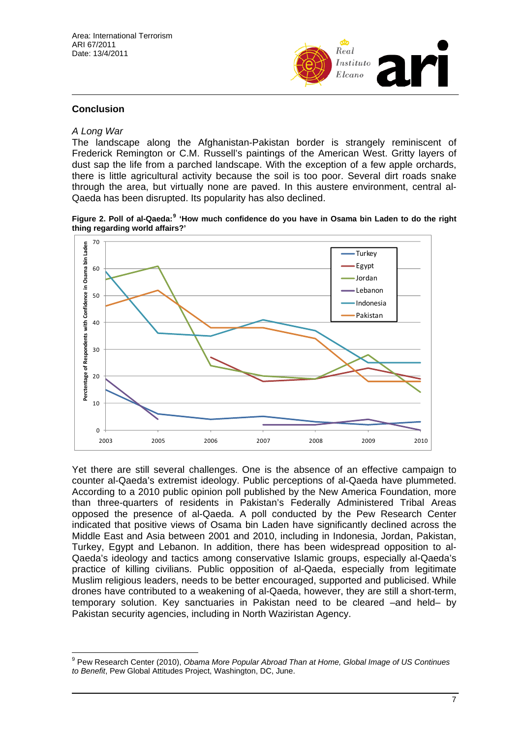## Conclusion

*A Long War*

The landscape along the Afghanistan-Pakistan border is strangely reminiscent of Frederick Remington or C.M. Russell's paintings of the American West. Gritty layers of dust sap the life from a parched landscape. With the exception of a few apple orchards, there is little agricultural activity because the soil is too poor. Several dirt roads snake through the area, but virtually none are paved. In this austere environment, central al-Qaeda has been disrupted. Its popularity has also declined.

**Figure 2. Poll of al-Qaeda:[9] 'How much confidence do you have in Osama bin Laden to do the right thing regarding world affairs?'**

Yet there are still several challenges. One is the absence of an effective campaign to counter al-Qaeda's extremist ideology. Public perceptions of al-Qaeda have plummeted. According to a 2010 public opinion poll published by the New America Foundation, more than three-quarters of residents in Pakistan's Federally Administered Tribal Areas opposed the presence of al-Qaeda. A poll conducted by the Pew Research Center indicated that positive views of Osama bin Laden have significantly declined across the Middle East and Asia between 2001 and 2010, including in Indonesia, Jordan, Pakistan, Turkey, Egypt and Lebanon. In addition, there has been widespread opposition to al-Qaeda's ideology and tactics among conservative Islamic groups, especially al-Qaeda's practice of killing civilians. Public opposition of al-Qaeda, especially from legitimate Muslim religious leaders, needs to be better encouraged, supported and publicised. While drones have contributed to a weakening of al-Qaeda, however, they are still a short-term, temporary solution. Key sanctuaries in Pakistan need to be cleared –and held– by Pakistan security agencies, including in North Waziristan Agency.

[9] Pew Research Center (2010), *Obama More Popular Abroad Than at Home, Global Image of US Continues to Benefit*, Pew Global Attitudes Project, Washington, DC, June.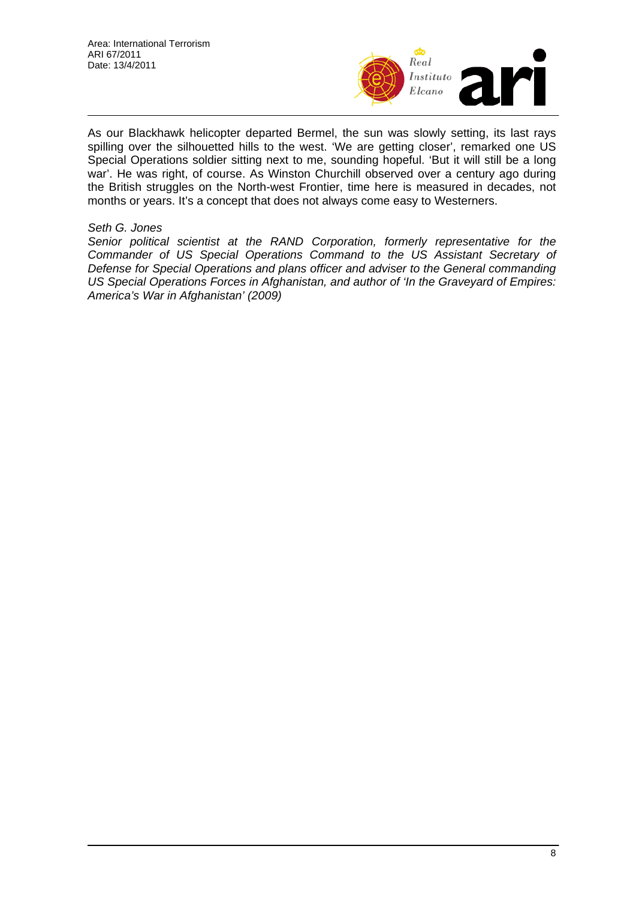As our Blackhawk helicopter departed Bermel, the sun was slowly setting, its last rays spilling over the silhouetted hills to the west. 'We are getting closer', remarked one US Special Operations soldier sitting next to me, sounding hopeful. 'But it will still be a long war'. He was right, of course. As Winston Churchill observed over a century ago during the British struggles on the North-west Frontier, time here is measured in decades, not months or years. It's a concept that does not always come easy to Westerners.

*Seth G. Jones*
*Senior political scientist at the RAND Corporation, formerly representative for the Commander of US Special Operations Command to the US Assistant Secretary of Defense for Special Operations and plans officer and adviser to the General commanding US Special Operations Forces in Afghanistan, and author of 'In the Graveyard of Empires: America's War in Afghanistan' (2009)*